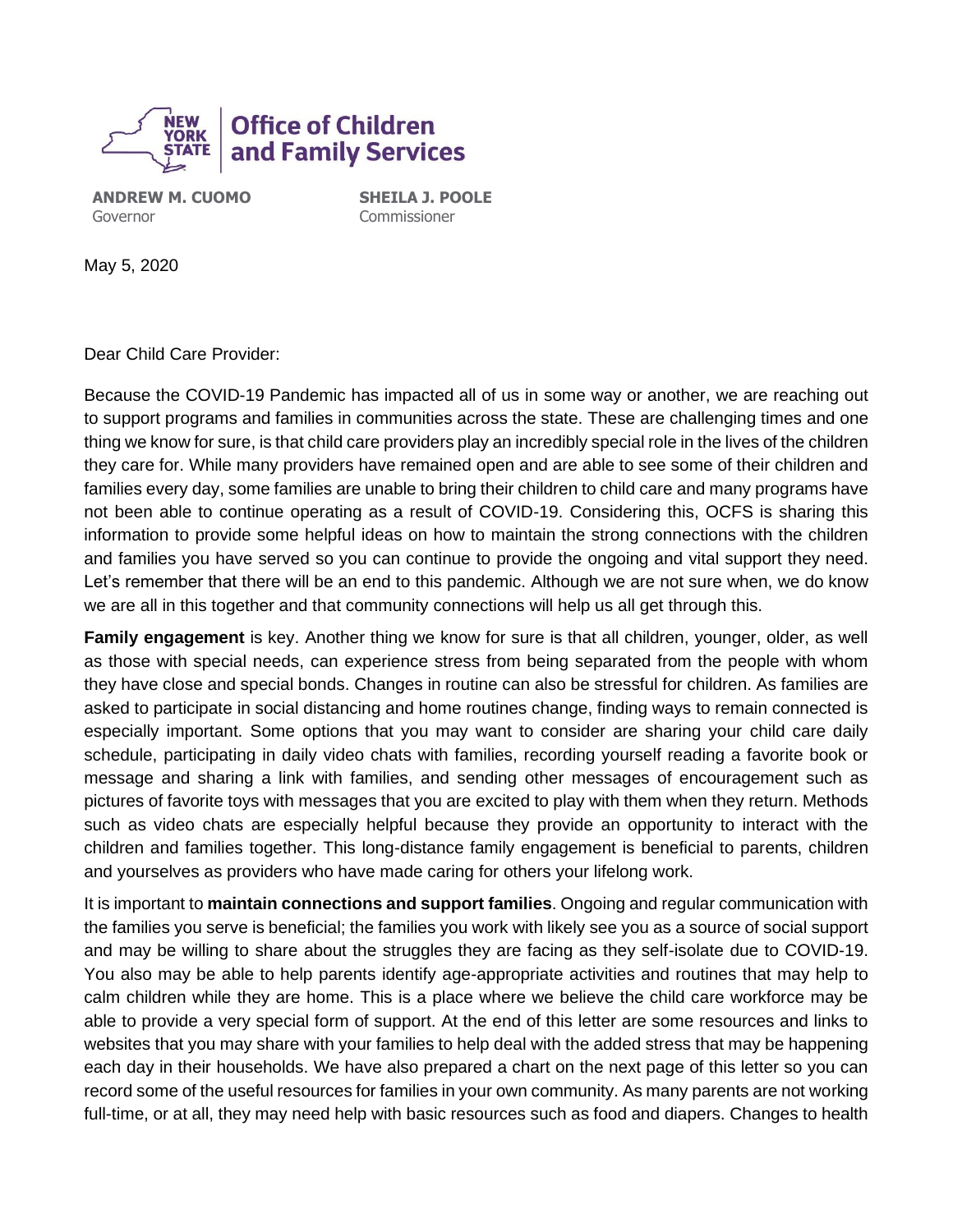NEW YORK STATE | Office of Children and Family Services

**ANDREW M. CUOMO**
Governor

**SHEILA J. POOLE**
Commissioner

May 5, 2020

Dear Child Care Provider:

Because the COVID-19 Pandemic has impacted all of us in some way or another, we are reaching out to support programs and families in communities across the state. These are challenging times and one thing we know for sure, is that child care providers play an incredibly special role in the lives of the children they care for. While many providers have remained open and are able to see some of their children and families every day, some families are unable to bring their children to child care and many programs have not been able to continue operating as a result of COVID-19. Considering this, OCFS is sharing this information to provide some helpful ideas on how to maintain the strong connections with the children and families you have served so you can continue to provide the ongoing and vital support they need. Let's remember that there will be an end to this pandemic. Although we are not sure when, we do know we are all in this together and that community connections will help us all get through this.

**Family engagement** is key. Another thing we know for sure is that all children, younger, older, as well as those with special needs, can experience stress from being separated from the people with whom they have close and special bonds. Changes in routine can also be stressful for children. As families are asked to participate in social distancing and home routines change, finding ways to remain connected is especially important. Some options that you may want to consider are sharing your child care daily schedule, participating in daily video chats with families, recording yourself reading a favorite book or message and sharing a link with families, and sending other messages of encouragement such as pictures of favorite toys with messages that you are excited to play with them when they return. Methods such as video chats are especially helpful because they provide an opportunity to interact with the children and families together. This long-distance family engagement is beneficial to parents, children and yourselves as providers who have made caring for others your lifelong work.

It is important to **maintain connections and support families**. Ongoing and regular communication with the families you serve is beneficial; the families you work with likely see you as a source of social support and may be willing to share about the struggles they are facing as they self-isolate due to COVID-19. You also may be able to help parents identify age-appropriate activities and routines that may help to calm children while they are home. This is a place where we believe the child care workforce may be able to provide a very special form of support. At the end of this letter are some resources and links to websites that you may share with your families to help deal with the added stress that may be happening each day in their households. We have also prepared a chart on the next page of this letter so you can record some of the useful resources for families in your own community. As many parents are not working full-time, or at all, they may need help with basic resources such as food and diapers. Changes to health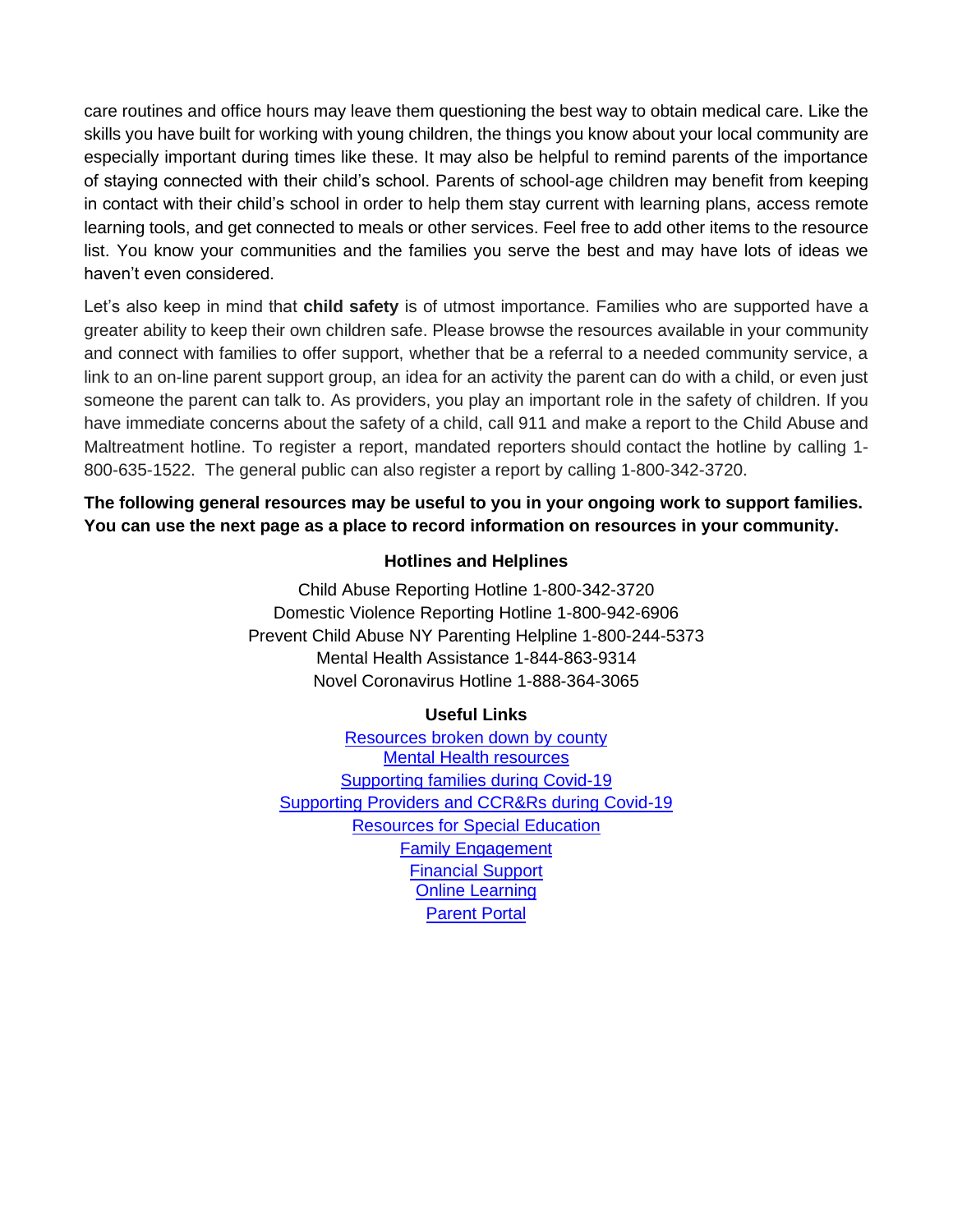care routines and office hours may leave them questioning the best way to obtain medical care. Like the skills you have built for working with young children, the things you know about your local community are especially important during times like these. It may also be helpful to remind parents of the importance of staying connected with their child's school. Parents of school-age children may benefit from keeping in contact with their child's school in order to help them stay current with learning plans, access remote learning tools, and get connected to meals or other services. Feel free to add other items to the resource list. You know your communities and the families you serve the best and may have lots of ideas we haven't even considered.

Let's also keep in mind that **child safety** is of utmost importance. Families who are supported have a greater ability to keep their own children safe. Please browse the resources available in your community and connect with families to offer support, whether that be a referral to a needed community service, a link to an on-line parent support group, an idea for an activity the parent can do with a child, or even just someone the parent can talk to. As providers, you play an important role in the safety of children. If you have immediate concerns about the safety of a child, call 911 and make a report to the Child Abuse and Maltreatment hotline. To register a report, mandated reporters should contact the hotline by calling 1-800-635-1522. The general public can also register a report by calling 1-800-342-3720.

**The following general resources may be useful to you in your ongoing work to support families. You can use the next page as a place to record information on resources in your community.**

### Hotlines and Helplines

Child Abuse Reporting Hotline 1-800-342-3720
Domestic Violence Reporting Hotline 1-800-942-6906
Prevent Child Abuse NY Parenting Helpline 1-800-244-5373
Mental Health Assistance 1-844-863-9314
Novel Coronavirus Hotline 1-888-364-3065

### Useful Links

Resources broken down by county
Mental Health resources
Supporting families during Covid-19
Supporting Providers and CCR&Rs during Covid-19
Resources for Special Education
Family Engagement
Financial Support
Online Learning
Parent Portal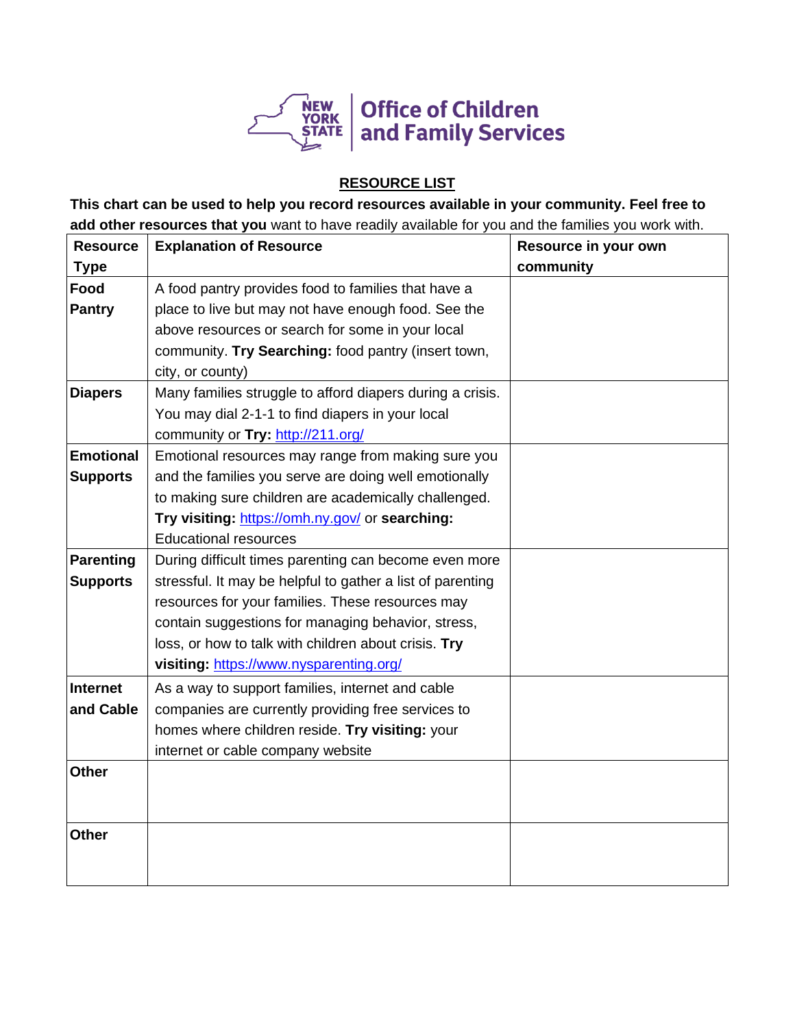# Office of Children and Family Services

## RESOURCE LIST

**This chart can be used to help you record resources available in your community. Feel free to add other resources that you** want to have readily available for you and the families you work with.

| Resource Type | Explanation of Resource | Resource in your own community |
|---|---|---|
| **Food Pantry** | A food pantry provides food to families that have a place to live but may not have enough food. See the above resources or search for some in your local community. **Try Searching:** food pantry (insert town, city, or county) | |
| **Diapers** | Many families struggle to afford diapers during a crisis. You may dial 2-1-1 to find diapers in your local community or **Try:** http://211.org/ | |
| **Emotional Supports** | Emotional resources may range from making sure you and the families you serve are doing well emotionally to making sure children are academically challenged. **Try visiting:** https://omh.ny.gov/ or **searching:** Educational resources | |
| **Parenting Supports** | During difficult times parenting can become even more stressful. It may be helpful to gather a list of parenting resources for your families. These resources may contain suggestions for managing behavior, stress, loss, or how to talk with children about crisis. **Try visiting:** https://www.nysparenting.org/ | |
| **Internet and Cable** | As a way to support families, internet and cable companies are currently providing free services to homes where children reside. **Try visiting:** your internet or cable company website | |
| **Other** | | |
| **Other** | | |